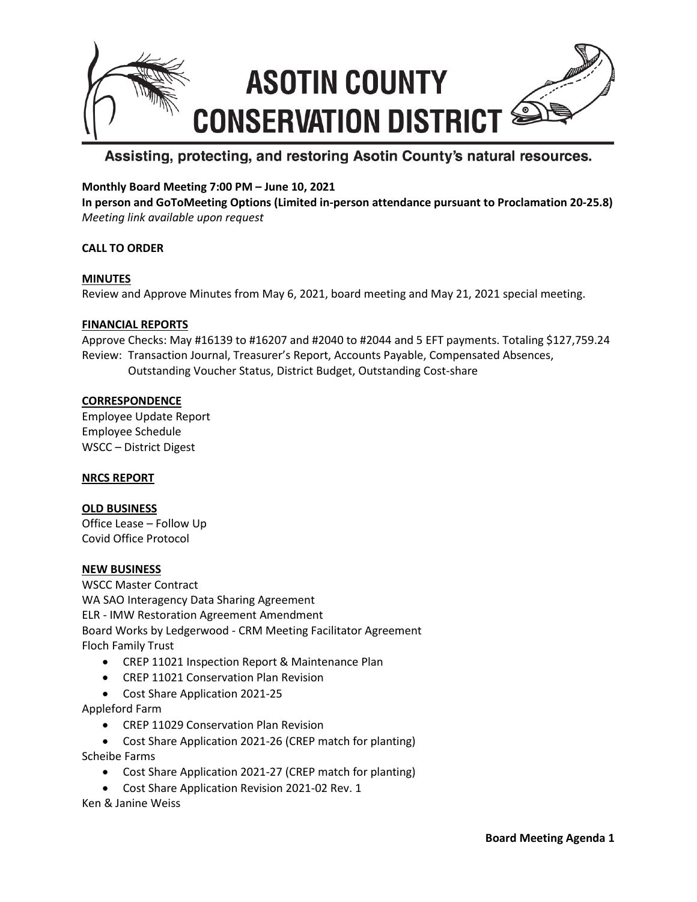# ASOTIN COUNTY CONSERVATION DISTRICT

**Assisting, protecting, and restoring Asotin County's natural resources.**

**Monthly Board Meeting 7:00 PM – June 10, 2021**
**In person and GoToMeeting Options (Limited in-person attendance pursuant to Proclamation 20-25.8)**
*Meeting link available upon request*

**CALL TO ORDER**

**MINUTES**
Review and Approve Minutes from May 6, 2021, board meeting and May 21, 2021 special meeting.

**FINANCIAL REPORTS**
Approve Checks: May #16139 to #16207 and #2040 to #2044 and 5 EFT payments. Totaling $127,759.24
Review: Transaction Journal, Treasurer's Report, Accounts Payable, Compensated Absences, Outstanding Voucher Status, District Budget, Outstanding Cost-share

**CORRESPONDENCE**
Employee Update Report
Employee Schedule
WSCC – District Digest

**NRCS REPORT**

**OLD BUSINESS**
Office Lease – Follow Up
Covid Office Protocol

**NEW BUSINESS**
WSCC Master Contract
WA SAO Interagency Data Sharing Agreement
ELR - IMW Restoration Agreement Amendment
Board Works by Ledgerwood - CRM Meeting Facilitator Agreement
Floch Family Trust

- CREP 11021 Inspection Report & Maintenance Plan
- CREP 11021 Conservation Plan Revision
- Cost Share Application 2021-25

Appleford Farm

- CREP 11029 Conservation Plan Revision
- Cost Share Application 2021-26 (CREP match for planting)

Scheibe Farms

- Cost Share Application 2021-27 (CREP match for planting)
- Cost Share Application Revision 2021-02 Rev. 1

Ken & Janine Weiss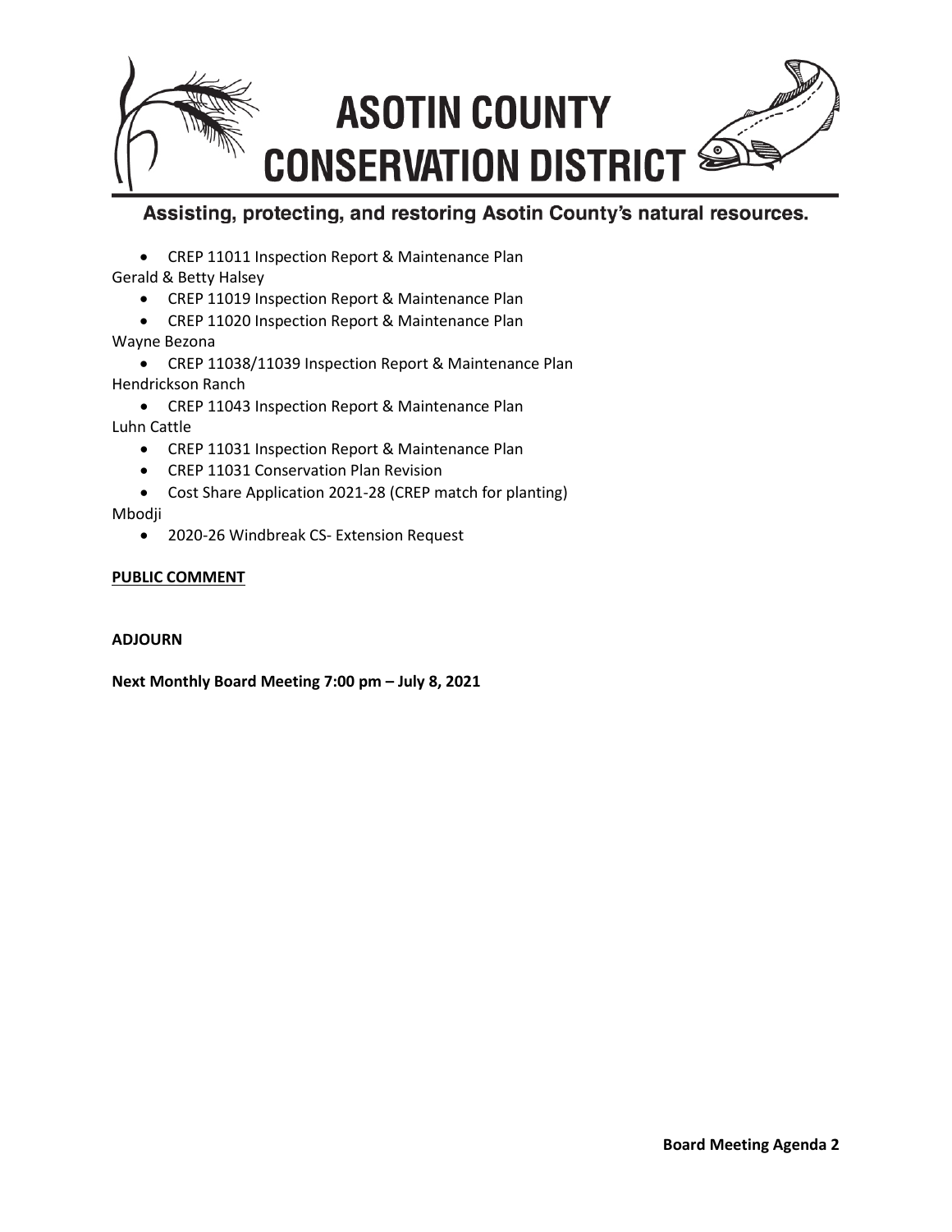- CREP 11011 Inspection Report & Maintenance Plan

Gerald & Betty Halsey

- CREP 11019 Inspection Report & Maintenance Plan
- CREP 11020 Inspection Report & Maintenance Plan

Wayne Bezona

- CREP 11038/11039 Inspection Report & Maintenance Plan

Hendrickson Ranch

- CREP 11043 Inspection Report & Maintenance Plan

Luhn Cattle

- CREP 11031 Inspection Report & Maintenance Plan
- CREP 11031 Conservation Plan Revision
- Cost Share Application 2021-28 (CREP match for planting)

Mbodji

- 2020-26 Windbreak CS- Extension Request

**PUBLIC COMMENT**

**ADJOURN**

**Next Monthly Board Meeting 7:00 pm – July 8, 2021**